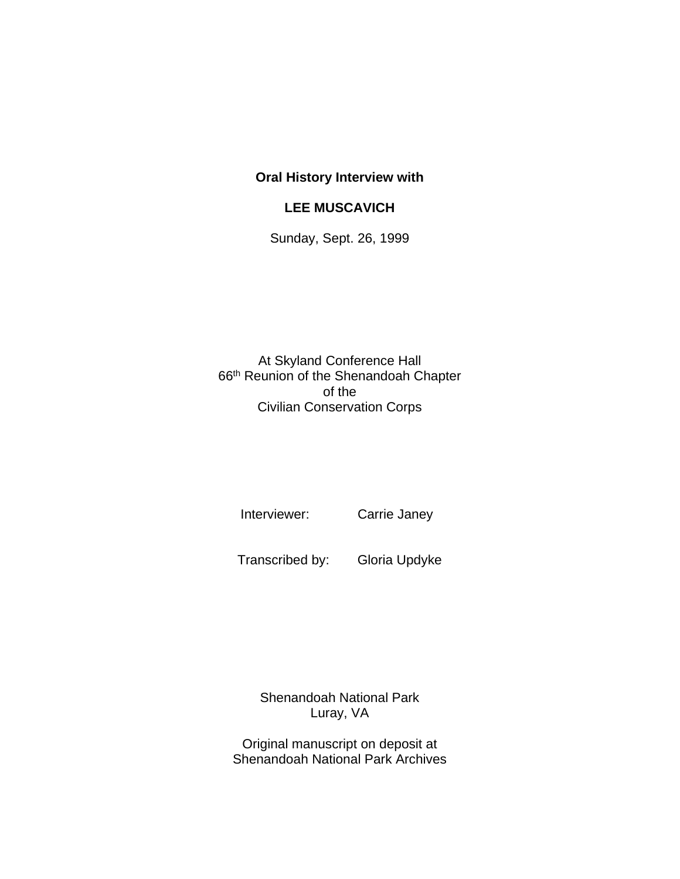**Oral History Interview with**

**LEE MUSCAVICH**

Sunday, Sept. 26, 1999

At Skyland Conference Hall
66th Reunion of the Shenandoah Chapter
of the
Civilian Conservation Corps

Interviewer: Carrie Janey

Transcribed by: Gloria Updyke

Shenandoah National Park
Luray, VA

Original manuscript on deposit at
Shenandoah National Park Archives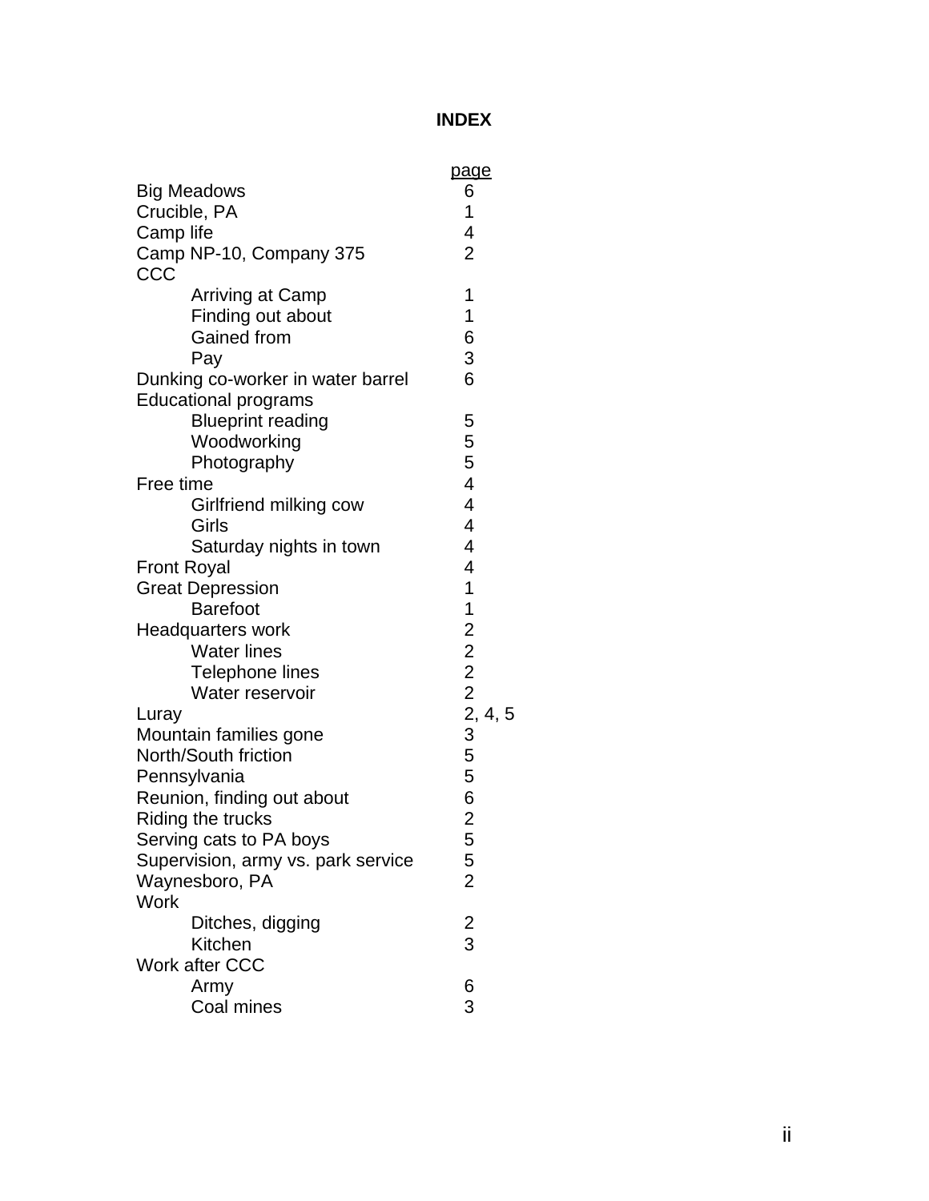# INDEX

| | page |
|---|---|
| Big Meadows | 6 |
| Crucible, PA | 1 |
| Camp life | 4 |
| Camp NP-10, Company 375 | 2 |
| CCC | |
| Arriving at Camp | 1 |
| Finding out about | 1 |
| Gained from | 6 |
| Pay | 3 |
| Dunking co-worker in water barrel | 6 |
| Educational programs | |
| Blueprint reading | 5 |
| Woodworking | 5 |
| Photography | 5 |
| Free time | 4 |
| Girlfriend milking cow | 4 |
| Girls | 4 |
| Saturday nights in town | 4 |
| Front Royal | 4 |
| Great Depression | 1 |
| Barefoot | 1 |
| Headquarters work | 2 |
| Water lines | 2 |
| Telephone lines | 2 |
| Water reservoir | 2 |
| Luray | 2, 4, 5 |
| Mountain families gone | 3 |
| North/South friction | 5 |
| Pennsylvania | 5 |
| Reunion, finding out about | 6 |
| Riding the trucks | 2 |
| Serving cats to PA boys | 5 |
| Supervision, army vs. park service | 5 |
| Waynesboro, PA | 2 |
| Work | |
| Ditches, digging | 2 |
| Kitchen | 3 |
| Work after CCC | |
| Army | 6 |
| Coal mines | 3 |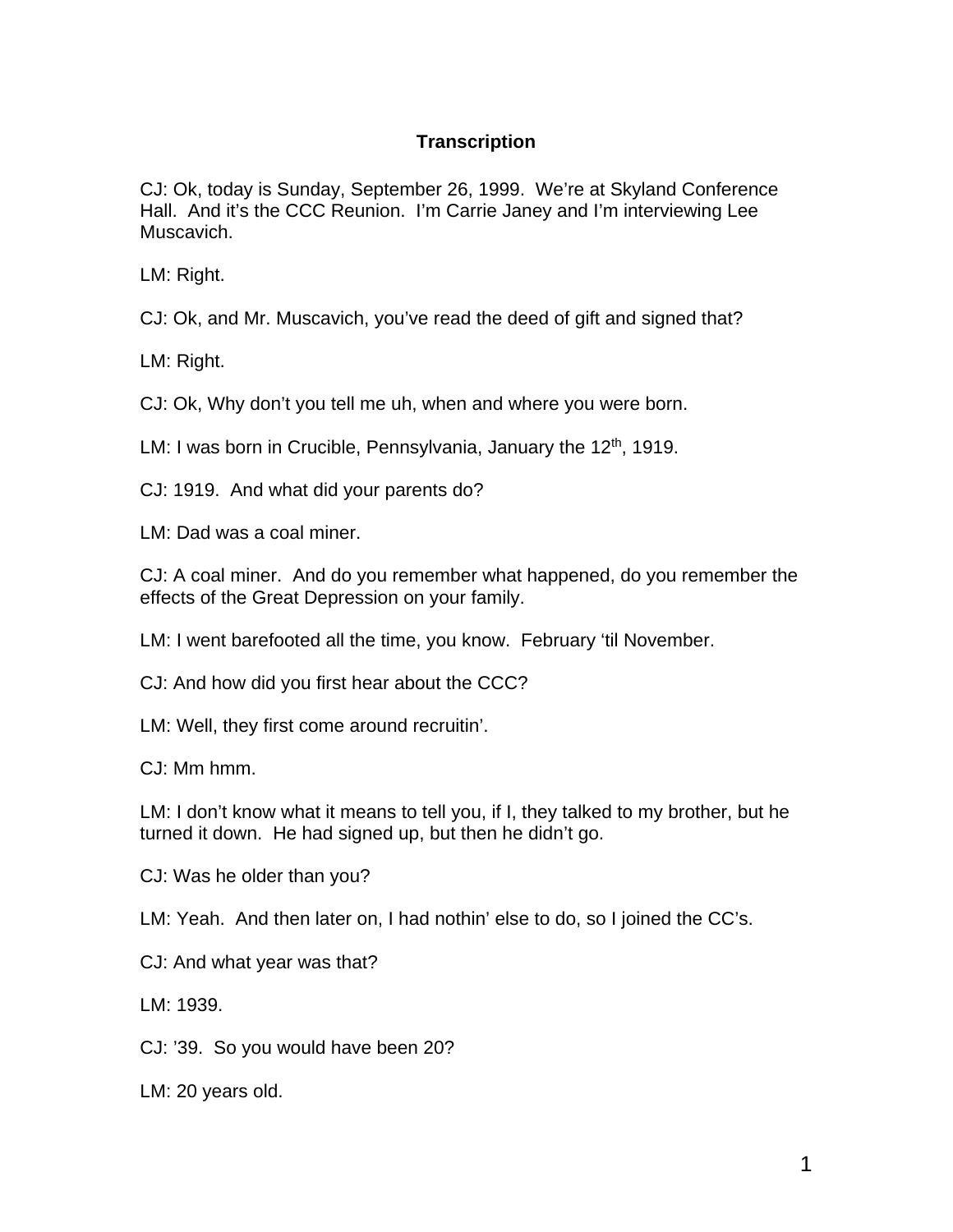## Transcription

CJ: Ok, today is Sunday, September 26, 1999. We're at Skyland Conference Hall. And it's the CCC Reunion. I'm Carrie Janey and I'm interviewing Lee Muscavich.

LM: Right.

CJ: Ok, and Mr. Muscavich, you've read the deed of gift and signed that?

LM: Right.

CJ: Ok, Why don't you tell me uh, when and where you were born.

LM: I was born in Crucible, Pennsylvania, January the 12th, 1919.

CJ: 1919. And what did your parents do?

LM: Dad was a coal miner.

CJ: A coal miner. And do you remember what happened, do you remember the effects of the Great Depression on your family.

LM: I went barefooted all the time, you know. February 'til November.

CJ: And how did you first hear about the CCC?

LM: Well, they first come around recruitin'.

CJ: Mm hmm.

LM: I don't know what it means to tell you, if I, they talked to my brother, but he turned it down. He had signed up, but then he didn't go.

CJ: Was he older than you?

LM: Yeah. And then later on, I had nothin' else to do, so I joined the CC's.

CJ: And what year was that?

LM: 1939.

CJ: '39. So you would have been 20?

LM: 20 years old.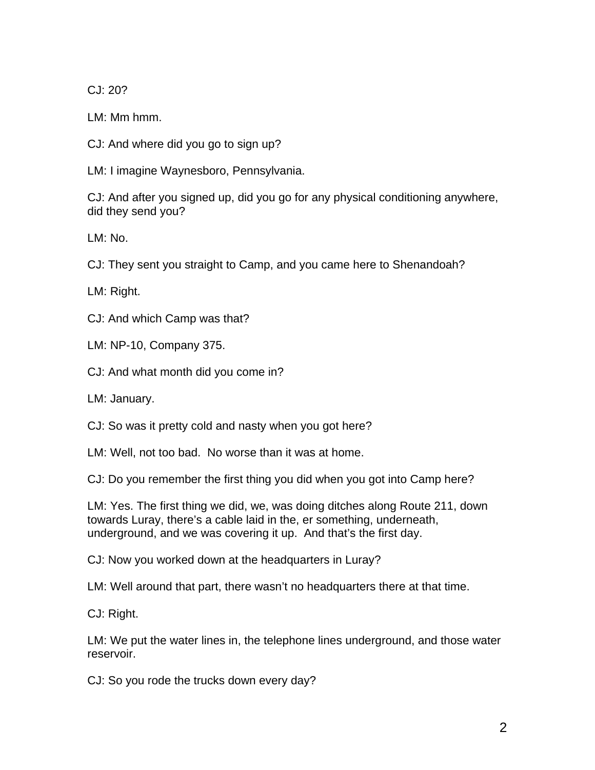CJ: 20?

LM: Mm hmm.

CJ: And where did you go to sign up?

LM: I imagine Waynesboro, Pennsylvania.

CJ: And after you signed up, did you go for any physical conditioning anywhere, did they send you?

LM: No.

CJ: They sent you straight to Camp, and you came here to Shenandoah?

LM: Right.

CJ: And which Camp was that?

LM: NP-10, Company 375.

CJ: And what month did you come in?

LM: January.

CJ: So was it pretty cold and nasty when you got here?

LM: Well, not too bad. No worse than it was at home.

CJ: Do you remember the first thing you did when you got into Camp here?

LM: Yes. The first thing we did, we, was doing ditches along Route 211, down towards Luray, there's a cable laid in the, er something, underneath, underground, and we was covering it up. And that's the first day.

CJ: Now you worked down at the headquarters in Luray?

LM: Well around that part, there wasn't no headquarters there at that time.

CJ: Right.

LM: We put the water lines in, the telephone lines underground, and those water reservoir.

CJ: So you rode the trucks down every day?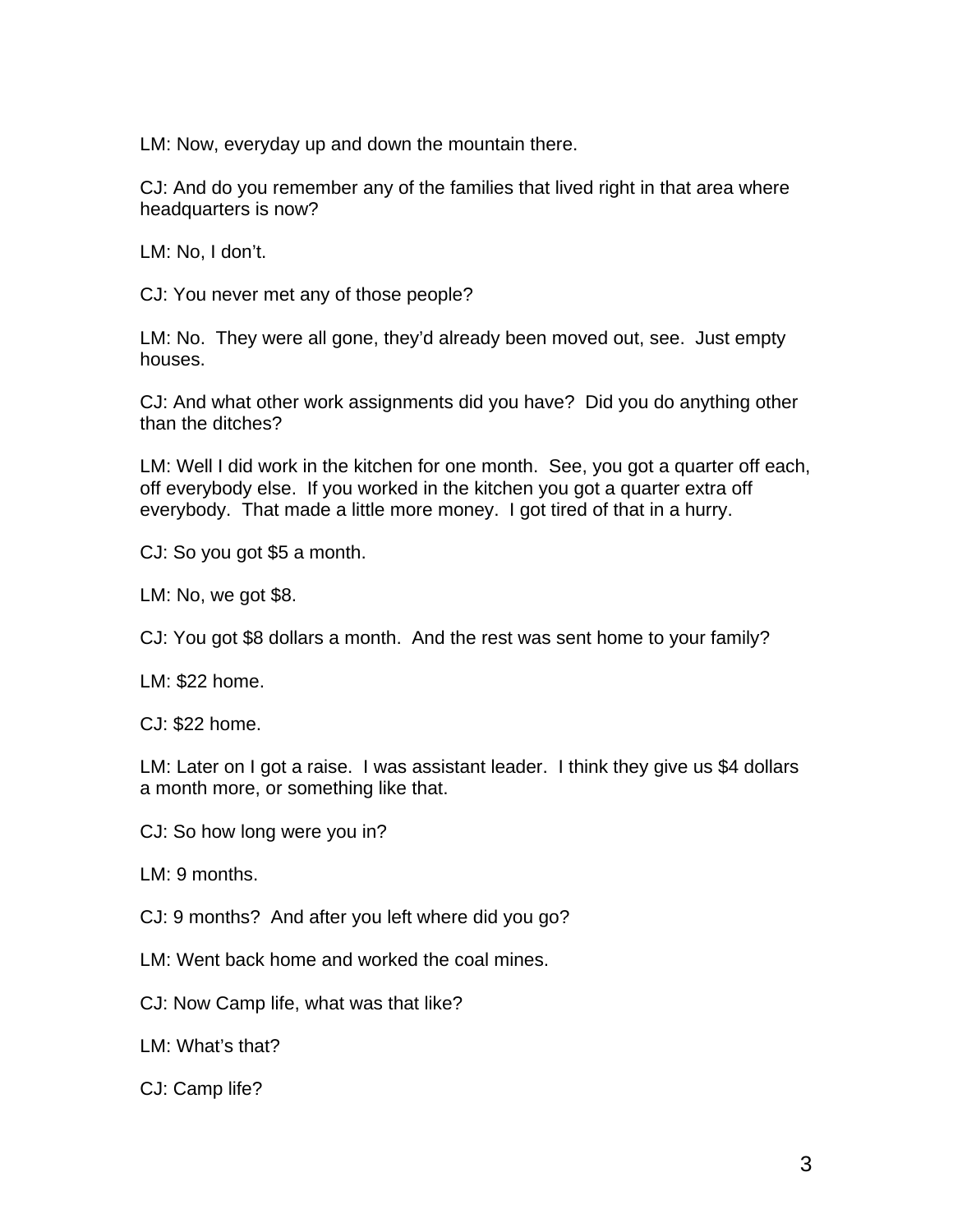LM: Now, everyday up and down the mountain there.

CJ: And do you remember any of the families that lived right in that area where headquarters is now?

LM: No, I don't.

CJ: You never met any of those people?

LM: No. They were all gone, they'd already been moved out, see. Just empty houses.

CJ: And what other work assignments did you have? Did you do anything other than the ditches?

LM: Well I did work in the kitchen for one month. See, you got a quarter off each, off everybody else. If you worked in the kitchen you got a quarter extra off everybody. That made a little more money. I got tired of that in a hurry.

CJ: So you got $5 a month.

LM: No, we got $8.

CJ: You got $8 dollars a month. And the rest was sent home to your family?

LM: $22 home.

CJ: $22 home.

LM: Later on I got a raise. I was assistant leader. I think they give us $4 dollars a month more, or something like that.

CJ: So how long were you in?

LM: 9 months.

CJ: 9 months? And after you left where did you go?

LM: Went back home and worked the coal mines.

CJ: Now Camp life, what was that like?

LM: What's that?

CJ: Camp life?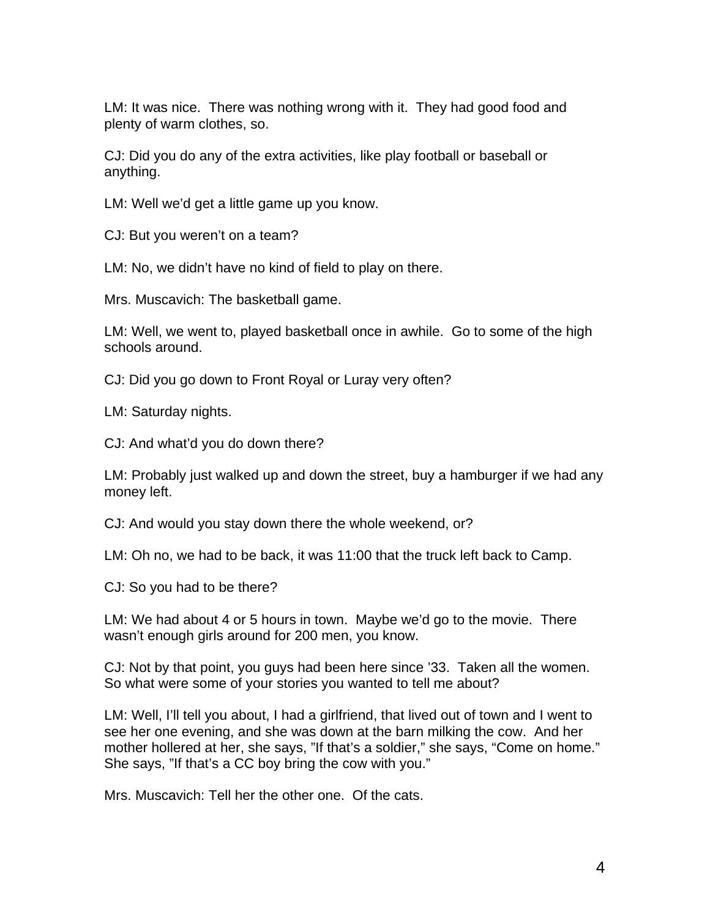LM: It was nice. There was nothing wrong with it. They had good food and plenty of warm clothes, so.

CJ: Did you do any of the extra activities, like play football or baseball or anything.

LM: Well we'd get a little game up you know.

CJ: But you weren't on a team?

LM: No, we didn't have no kind of field to play on there.

Mrs. Muscavich: The basketball game.

LM: Well, we went to, played basketball once in awhile. Go to some of the high schools around.

CJ: Did you go down to Front Royal or Luray very often?

LM: Saturday nights.

CJ: And what'd you do down there?

LM: Probably just walked up and down the street, buy a hamburger if we had any money left.

CJ: And would you stay down there the whole weekend, or?

LM: Oh no, we had to be back, it was 11:00 that the truck left back to Camp.

CJ: So you had to be there?

LM: We had about 4 or 5 hours in town. Maybe we'd go to the movie. There wasn't enough girls around for 200 men, you know.

CJ: Not by that point, you guys had been here since '33. Taken all the women. So what were some of your stories you wanted to tell me about?

LM: Well, I'll tell you about, I had a girlfriend, that lived out of town and I went to see her one evening, and she was down at the barn milking the cow. And her mother hollered at her, she says, "If that's a soldier," she says, "Come on home." She says, "If that's a CC boy bring the cow with you."

Mrs. Muscavich: Tell her the other one. Of the cats.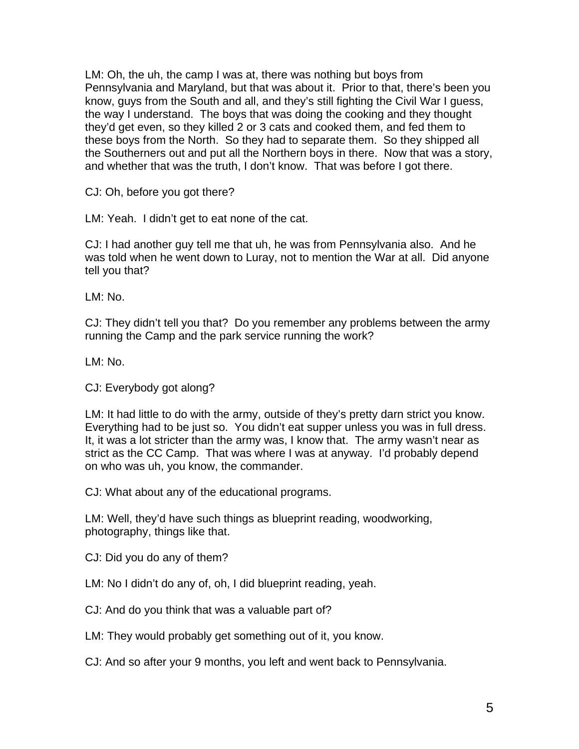LM: Oh, the uh, the camp I was at, there was nothing but boys from Pennsylvania and Maryland, but that was about it. Prior to that, there's been you know, guys from the South and all, and they's still fighting the Civil War I guess, the way I understand. The boys that was doing the cooking and they thought they'd get even, so they killed 2 or 3 cats and cooked them, and fed them to these boys from the North. So they had to separate them. So they shipped all the Southerners out and put all the Northern boys in there. Now that was a story, and whether that was the truth, I don't know. That was before I got there.

CJ: Oh, before you got there?

LM: Yeah. I didn't get to eat none of the cat.

CJ: I had another guy tell me that uh, he was from Pennsylvania also. And he was told when he went down to Luray, not to mention the War at all. Did anyone tell you that?

LM: No.

CJ: They didn't tell you that? Do you remember any problems between the army running the Camp and the park service running the work?

LM: No.

CJ: Everybody got along?

LM: It had little to do with the army, outside of they's pretty darn strict you know. Everything had to be just so. You didn't eat supper unless you was in full dress. It, it was a lot stricter than the army was, I know that. The army wasn't near as strict as the CC Camp. That was where I was at anyway. I'd probably depend on who was uh, you know, the commander.

CJ: What about any of the educational programs.

LM: Well, they'd have such things as blueprint reading, woodworking, photography, things like that.

CJ: Did you do any of them?

LM: No I didn't do any of, oh, I did blueprint reading, yeah.

CJ: And do you think that was a valuable part of?

LM: They would probably get something out of it, you know.

CJ: And so after your 9 months, you left and went back to Pennsylvania.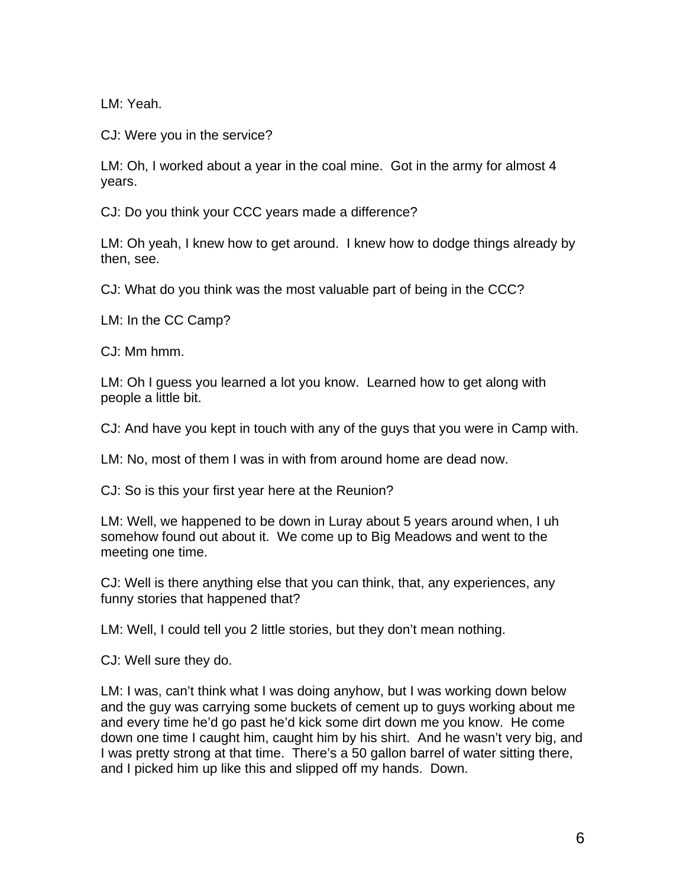LM: Yeah.

CJ: Were you in the service?

LM: Oh, I worked about a year in the coal mine. Got in the army for almost 4 years.

CJ: Do you think your CCC years made a difference?

LM: Oh yeah, I knew how to get around. I knew how to dodge things already by then, see.

CJ: What do you think was the most valuable part of being in the CCC?

LM: In the CC Camp?

CJ: Mm hmm.

LM: Oh I guess you learned a lot you know. Learned how to get along with people a little bit.

CJ: And have you kept in touch with any of the guys that you were in Camp with.

LM: No, most of them I was in with from around home are dead now.

CJ: So is this your first year here at the Reunion?

LM: Well, we happened to be down in Luray about 5 years around when, I uh somehow found out about it. We come up to Big Meadows and went to the meeting one time.

CJ: Well is there anything else that you can think, that, any experiences, any funny stories that happened that?

LM: Well, I could tell you 2 little stories, but they don't mean nothing.

CJ: Well sure they do.

LM: I was, can't think what I was doing anyhow, but I was working down below and the guy was carrying some buckets of cement up to guys working about me and every time he'd go past he'd kick some dirt down me you know. He come down one time I caught him, caught him by his shirt. And he wasn't very big, and I was pretty strong at that time. There's a 50 gallon barrel of water sitting there, and I picked him up like this and slipped off my hands. Down.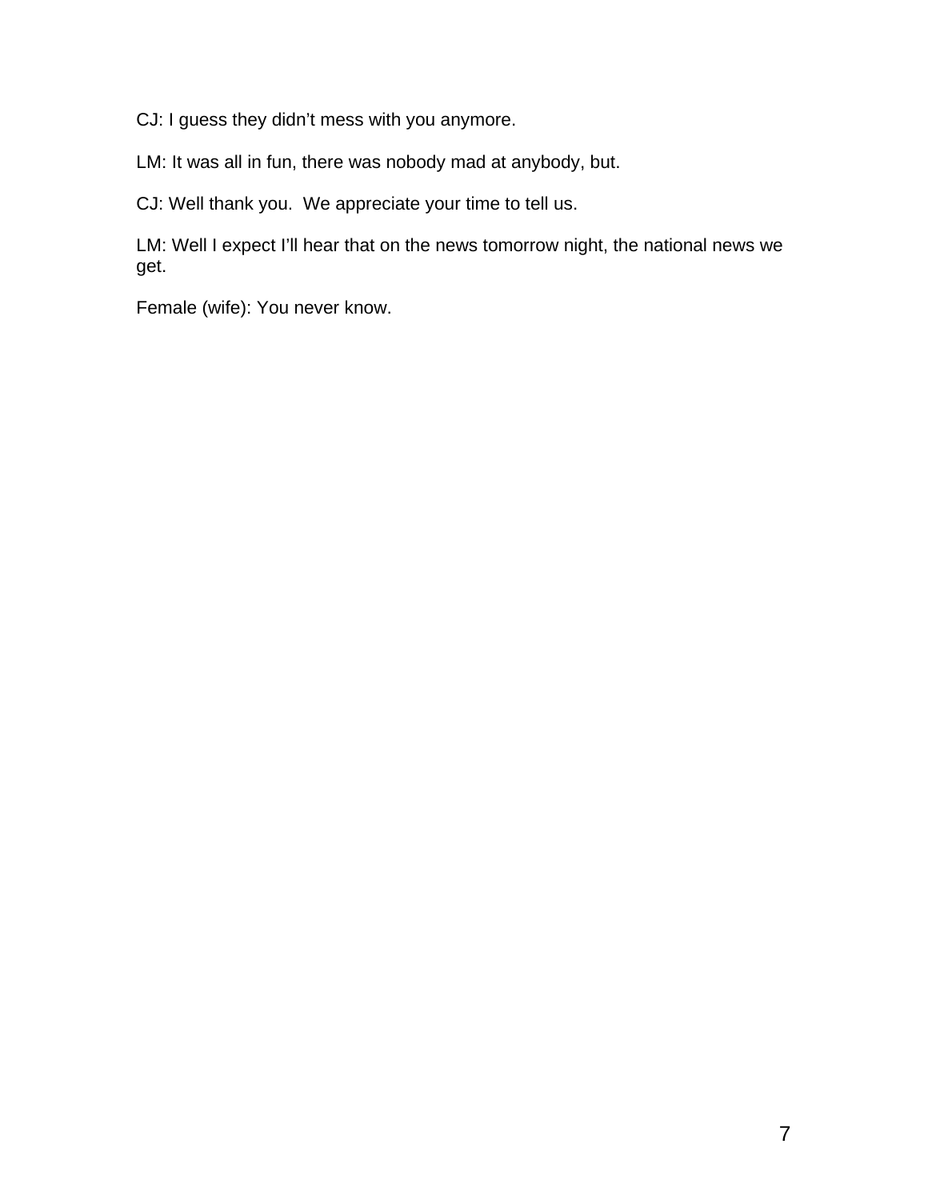CJ: I guess they didn't mess with you anymore.

LM: It was all in fun, there was nobody mad at anybody, but.

CJ: Well thank you. We appreciate your time to tell us.

LM: Well I expect I'll hear that on the news tomorrow night, the national news we get.

Female (wife): You never know.